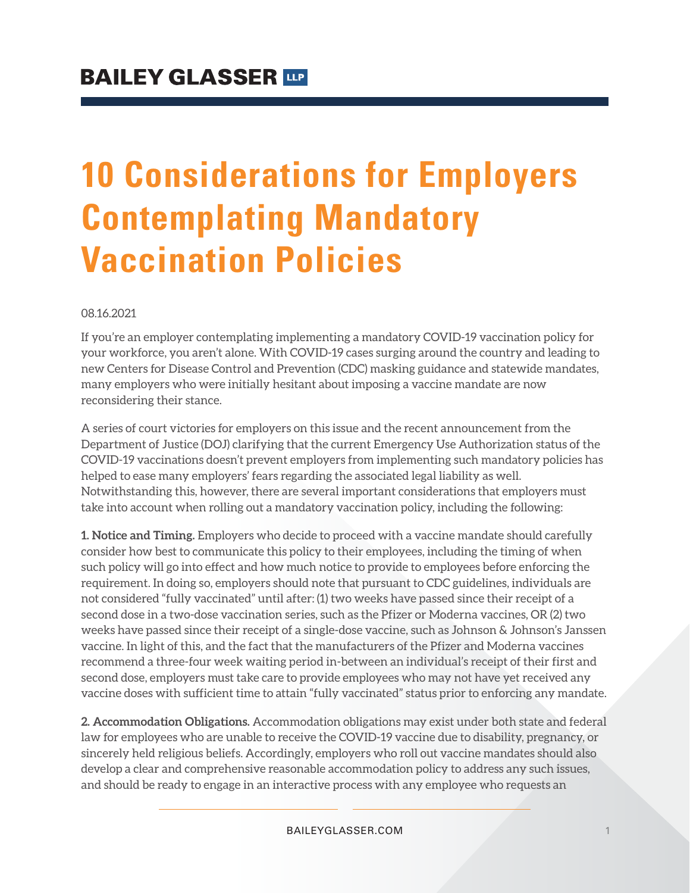# 10 Considerations for Employers Contemplating Mandatory Vaccination Policies

08.16.2021

If you're an employer contemplating implementing a mandatory COVID-19 vaccination policy for your workforce, you aren't alone. With COVID-19 cases surging around the country and leading to new Centers for Disease Control and Prevention (CDC) masking guidance and statewide mandates, many employers who were initially hesitant about imposing a vaccine mandate are now reconsidering their stance.

A series of court victories for employers on this issue and the recent announcement from the Department of Justice (DOJ) clarifying that the current Emergency Use Authorization status of the COVID-19 vaccinations doesn't prevent employers from implementing such mandatory policies has helped to ease many employers' fears regarding the associated legal liability as well. Notwithstanding this, however, there are several important considerations that employers must take into account when rolling out a mandatory vaccination policy, including the following:

**1. Notice and Timing.** Employers who decide to proceed with a vaccine mandate should carefully consider how best to communicate this policy to their employees, including the timing of when such policy will go into effect and how much notice to provide to employees before enforcing the requirement. In doing so, employers should note that pursuant to CDC guidelines, individuals are not considered "fully vaccinated" until after: (1) two weeks have passed since their receipt of a second dose in a two-dose vaccination series, such as the Pfizer or Moderna vaccines, OR (2) two weeks have passed since their receipt of a single-dose vaccine, such as Johnson & Johnson's Janssen vaccine. In light of this, and the fact that the manufacturers of the Pfizer and Moderna vaccines recommend a three-four week waiting period in-between an individual's receipt of their first and second dose, employers must take care to provide employees who may not have yet received any vaccine doses with sufficient time to attain "fully vaccinated" status prior to enforcing any mandate.

**2. Accommodation Obligations.** Accommodation obligations may exist under both state and federal law for employees who are unable to receive the COVID-19 vaccine due to disability, pregnancy, or sincerely held religious beliefs. Accordingly, employers who roll out vaccine mandates should also develop a clear and comprehensive reasonable accommodation policy to address any such issues, and should be ready to engage in an interactive process with any employee who requests an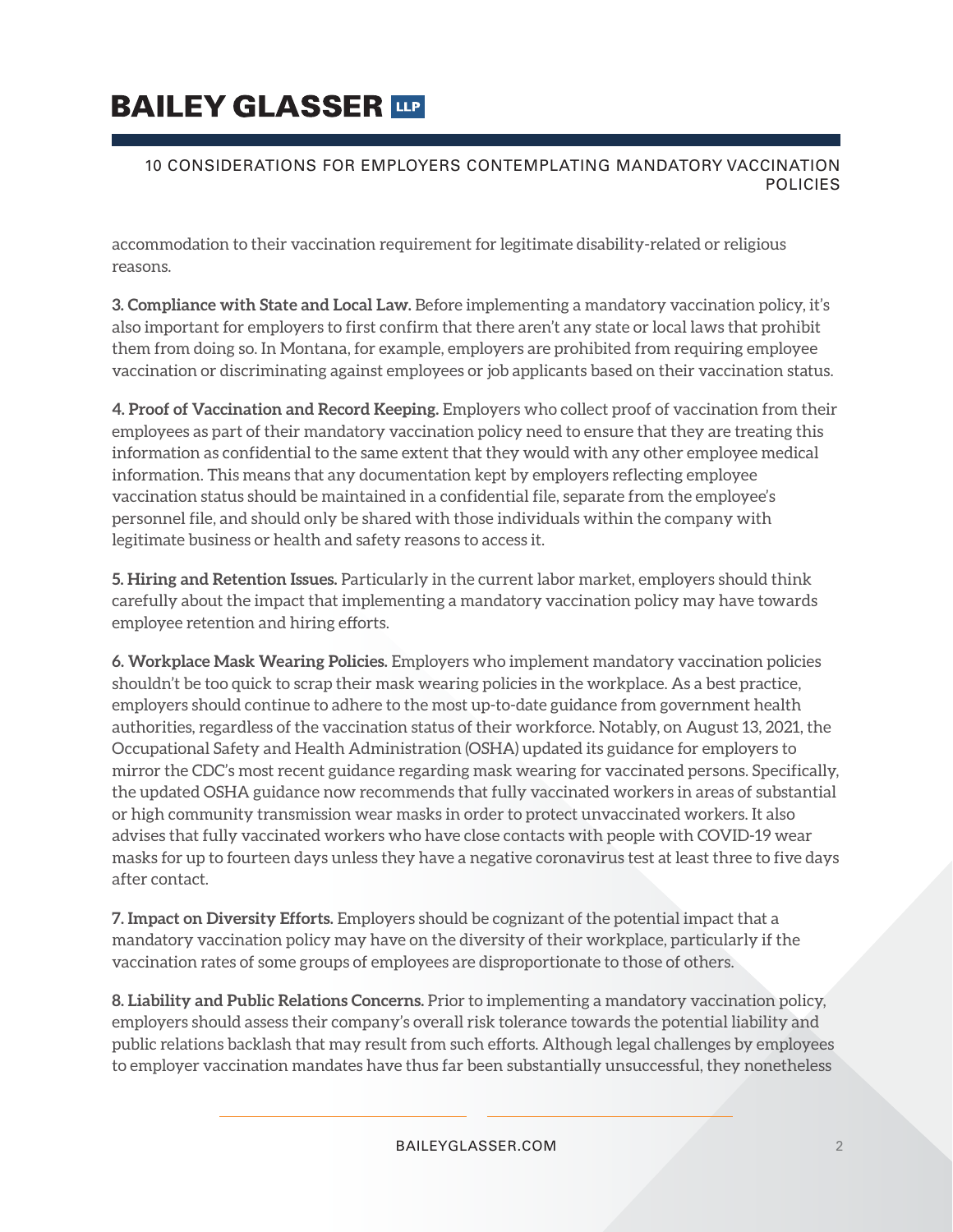accommodation to their vaccination requirement for legitimate disability-related or religious reasons.

**3. Compliance with State and Local Law.** Before implementing a mandatory vaccination policy, it's also important for employers to first confirm that there aren't any state or local laws that prohibit them from doing so. In Montana, for example, employers are prohibited from requiring employee vaccination or discriminating against employees or job applicants based on their vaccination status.

**4. Proof of Vaccination and Record Keeping.** Employers who collect proof of vaccination from their employees as part of their mandatory vaccination policy need to ensure that they are treating this information as confidential to the same extent that they would with any other employee medical information. This means that any documentation kept by employers reflecting employee vaccination status should be maintained in a confidential file, separate from the employee's personnel file, and should only be shared with those individuals within the company with legitimate business or health and safety reasons to access it.

**5. Hiring and Retention Issues.** Particularly in the current labor market, employers should think carefully about the impact that implementing a mandatory vaccination policy may have towards employee retention and hiring efforts.

**6. Workplace Mask Wearing Policies.** Employers who implement mandatory vaccination policies shouldn't be too quick to scrap their mask wearing policies in the workplace. As a best practice, employers should continue to adhere to the most up-to-date guidance from government health authorities, regardless of the vaccination status of their workforce. Notably, on August 13, 2021, the Occupational Safety and Health Administration (OSHA) updated its guidance for employers to mirror the CDC's most recent guidance regarding mask wearing for vaccinated persons. Specifically, the updated OSHA guidance now recommends that fully vaccinated workers in areas of substantial or high community transmission wear masks in order to protect unvaccinated workers. It also advises that fully vaccinated workers who have close contacts with people with COVID-19 wear masks for up to fourteen days unless they have a negative coronavirus test at least three to five days after contact.

**7. Impact on Diversity Efforts.** Employers should be cognizant of the potential impact that a mandatory vaccination policy may have on the diversity of their workplace, particularly if the vaccination rates of some groups of employees are disproportionate to those of others.

**8. Liability and Public Relations Concerns.** Prior to implementing a mandatory vaccination policy, employers should assess their company's overall risk tolerance towards the potential liability and public relations backlash that may result from such efforts. Although legal challenges by employees to employer vaccination mandates have thus far been substantially unsuccessful, they nonetheless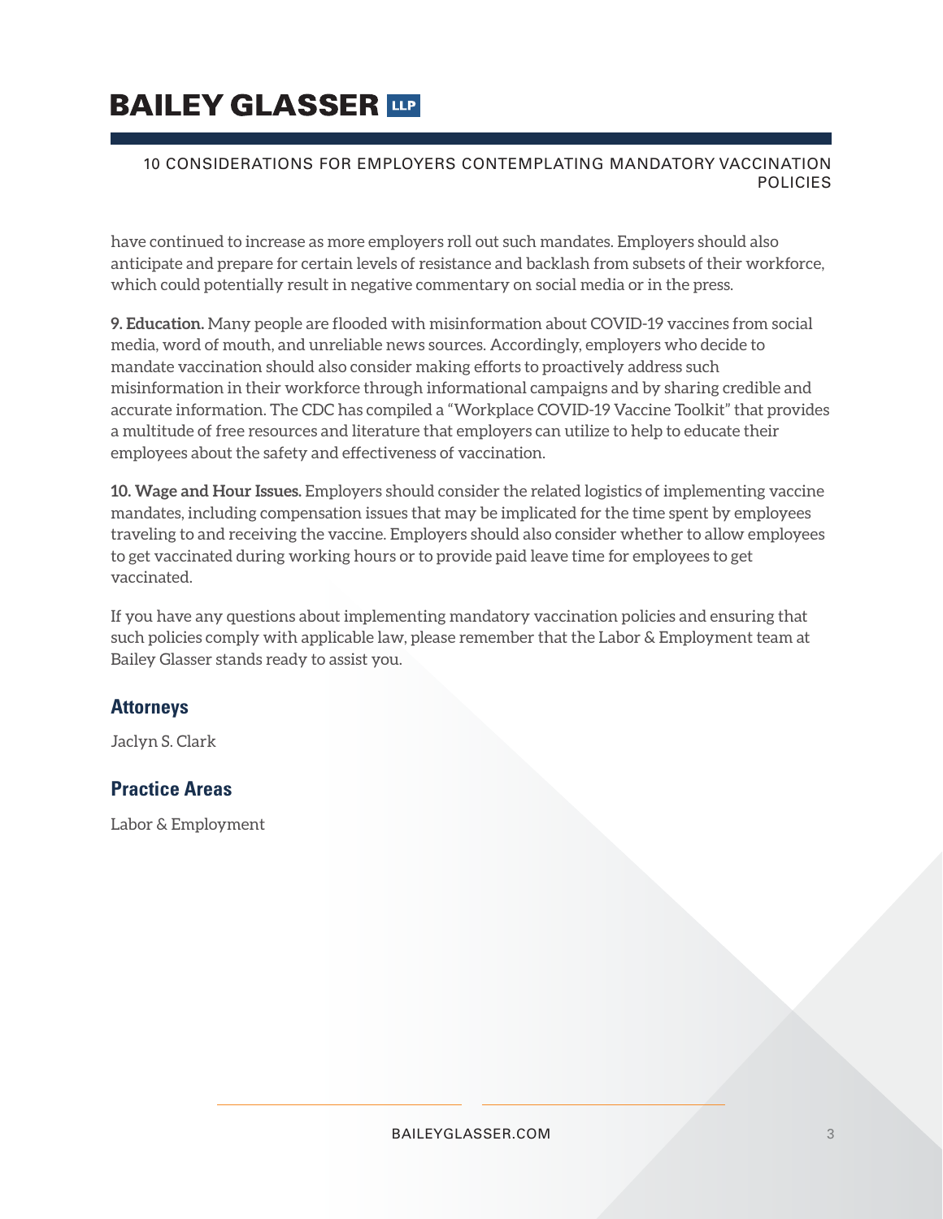have continued to increase as more employers roll out such mandates. Employers should also anticipate and prepare for certain levels of resistance and backlash from subsets of their workforce, which could potentially result in negative commentary on social media or in the press.

**9. Education.** Many people are flooded with misinformation about COVID-19 vaccines from social media, word of mouth, and unreliable news sources. Accordingly, employers who decide to mandate vaccination should also consider making efforts to proactively address such misinformation in their workforce through informational campaigns and by sharing credible and accurate information. The CDC has compiled a "Workplace COVID-19 Vaccine Toolkit" that provides a multitude of free resources and literature that employers can utilize to help to educate their employees about the safety and effectiveness of vaccination.

**10. Wage and Hour Issues.** Employers should consider the related logistics of implementing vaccine mandates, including compensation issues that may be implicated for the time spent by employees traveling to and receiving the vaccine. Employers should also consider whether to allow employees to get vaccinated during working hours or to provide paid leave time for employees to get vaccinated.

If you have any questions about implementing mandatory vaccination policies and ensuring that such policies comply with applicable law, please remember that the Labor & Employment team at Bailey Glasser stands ready to assist you.

## Attorneys

Jaclyn S. Clark

## Practice Areas

Labor & Employment